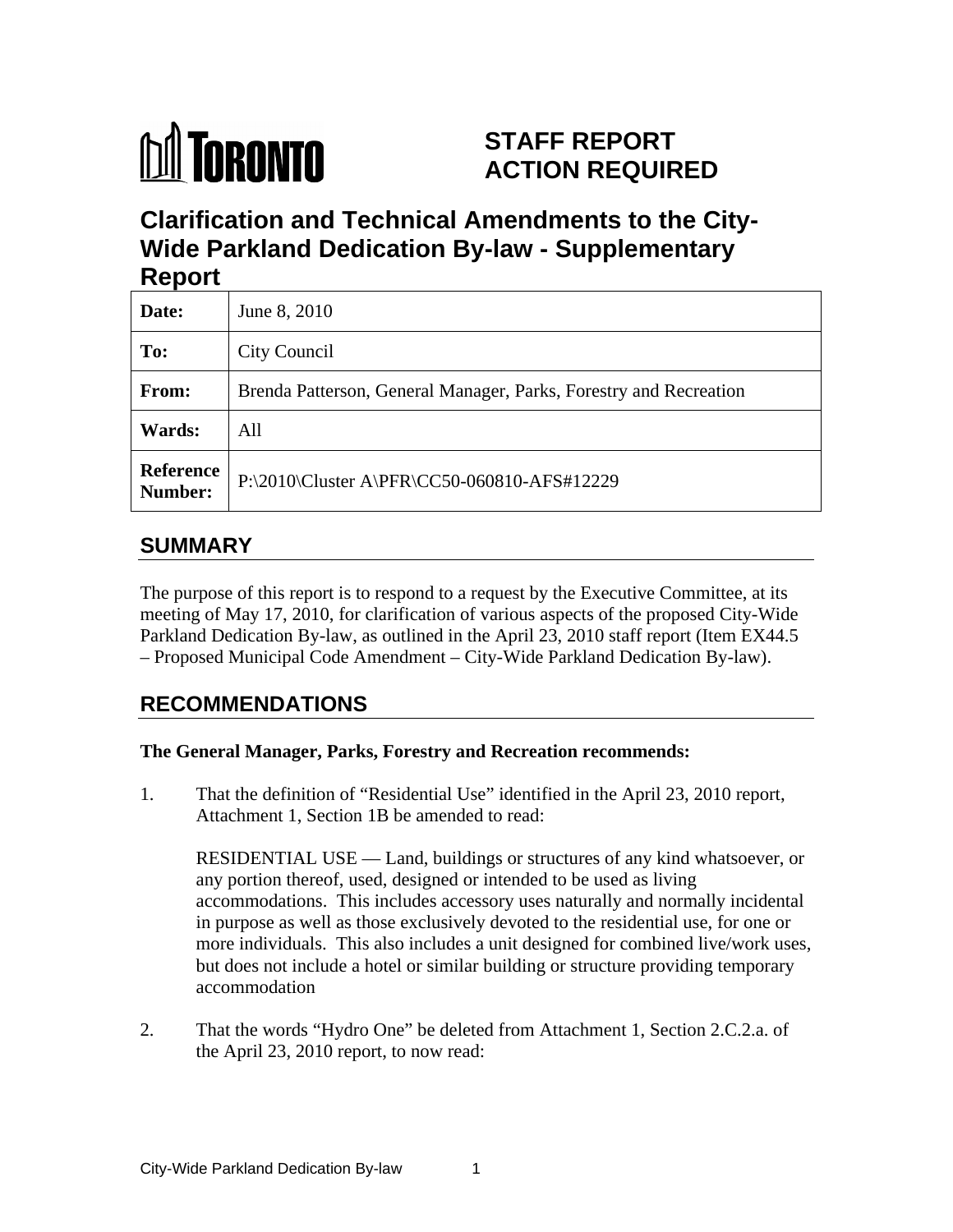# TORONTO

**STAFF REPORT**
**ACTION REQUIRED**

# Clarification and Technical Amendments to the City-Wide Parkland Dedication By-law - Supplementary Report

| **Date:** | June 8, 2010 |
|---|---|
| **To:** | City Council |
| **From:** | Brenda Patterson, General Manager, Parks, Forestry and Recreation |
| **Wards:** | All |
| **Reference Number:** | P:\2010\Cluster A\PFR\CC50-060810-AFS#12229 |

## SUMMARY

The purpose of this report is to respond to a request by the Executive Committee, at its meeting of May 17, 2010, for clarification of various aspects of the proposed City-Wide Parkland Dedication By-law, as outlined in the April 23, 2010 staff report (Item EX44.5 – Proposed Municipal Code Amendment – City-Wide Parkland Dedication By-law).

## RECOMMENDATIONS

**The General Manager, Parks, Forestry and Recreation recommends:**

1. That the definition of "Residential Use" identified in the April 23, 2010 report, Attachment 1, Section 1B be amended to read:

   RESIDENTIAL USE — Land, buildings or structures of any kind whatsoever, or any portion thereof, used, designed or intended to be used as living accommodations. This includes accessory uses naturally and normally incidental in purpose as well as those exclusively devoted to the residential use, for one or more individuals. This also includes a unit designed for combined live/work uses, but does not include a hotel or similar building or structure providing temporary accommodation

2. That the words "Hydro One" be deleted from Attachment 1, Section 2.C.2.a. of the April 23, 2010 report, to now read: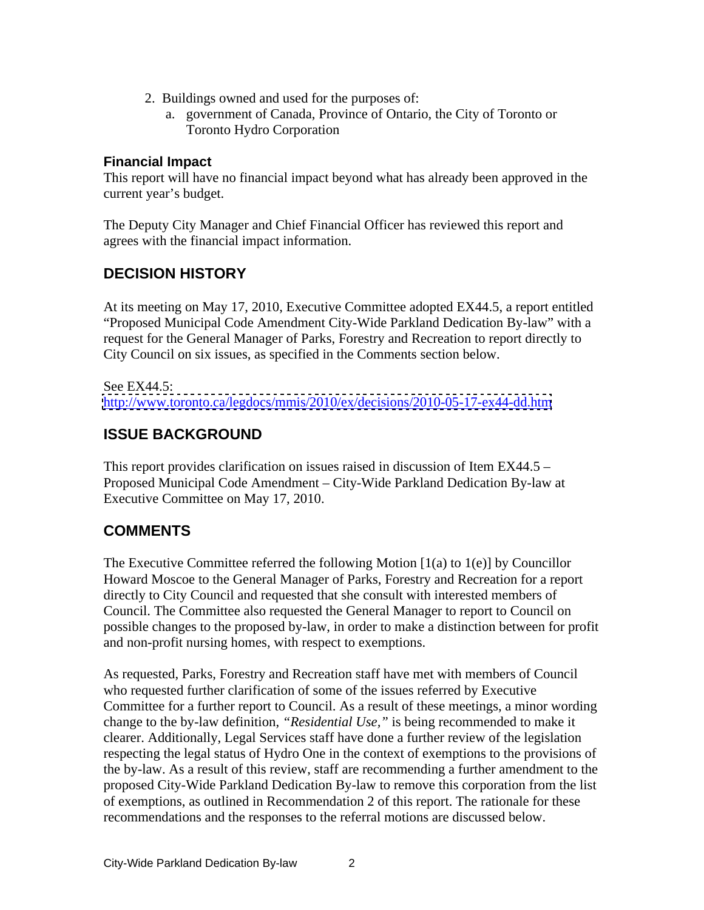2. Buildings owned and used for the purposes of:
   a. government of Canada, Province of Ontario, the City of Toronto or Toronto Hydro Corporation

### Financial Impact

This report will have no financial impact beyond what has already been approved in the current year's budget.

The Deputy City Manager and Chief Financial Officer has reviewed this report and agrees with the financial impact information.

## DECISION HISTORY

At its meeting on May 17, 2010, Executive Committee adopted EX44.5, a report entitled "Proposed Municipal Code Amendment City-Wide Parkland Dedication By-law" with a request for the General Manager of Parks, Forestry and Recreation to report directly to City Council on six issues, as specified in the Comments section below.

See EX44.5:
http://www.toronto.ca/legdocs/mmis/2010/ex/decisions/2010-05-17-ex44-dd.htm

## ISSUE BACKGROUND

This report provides clarification on issues raised in discussion of Item EX44.5 – Proposed Municipal Code Amendment – City-Wide Parkland Dedication By-law at Executive Committee on May 17, 2010.

## COMMENTS

The Executive Committee referred the following Motion [1(a) to 1(e)] by Councillor Howard Moscoe to the General Manager of Parks, Forestry and Recreation for a report directly to City Council and requested that she consult with interested members of Council. The Committee also requested the General Manager to report to Council on possible changes to the proposed by-law, in order to make a distinction between for profit and non-profit nursing homes, with respect to exemptions.

As requested, Parks, Forestry and Recreation staff have met with members of Council who requested further clarification of some of the issues referred by Executive Committee for a further report to Council. As a result of these meetings, a minor wording change to the by-law definition, *"Residential Use,"* is being recommended to make it clearer. Additionally, Legal Services staff have done a further review of the legislation respecting the legal status of Hydro One in the context of exemptions to the provisions of the by-law. As a result of this review, staff are recommending a further amendment to the proposed City-Wide Parkland Dedication By-law to remove this corporation from the list of exemptions, as outlined in Recommendation 2 of this report. The rationale for these recommendations and the responses to the referral motions are discussed below.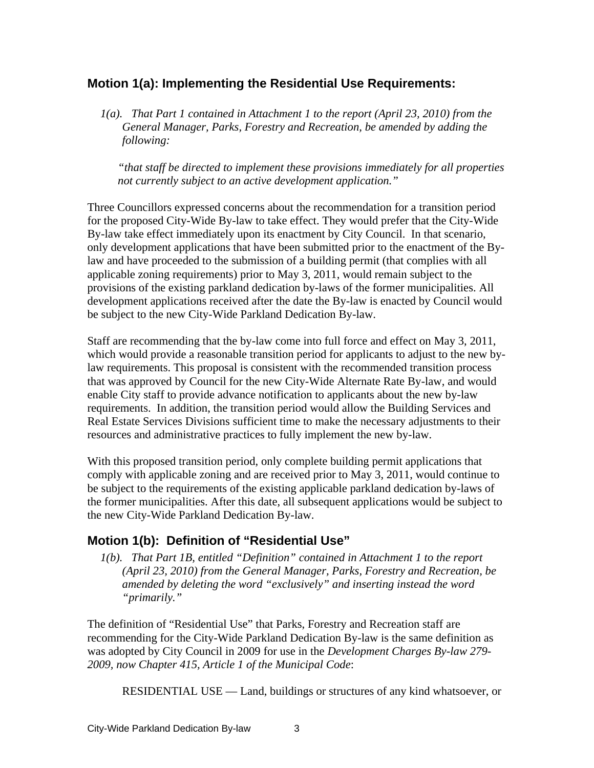## Motion 1(a): Implementing the Residential Use Requirements:

*1(a). That Part 1 contained in Attachment 1 to the report (April 23, 2010) from the General Manager, Parks, Forestry and Recreation, be amended by adding the following:*

*"that staff be directed to implement these provisions immediately for all properties not currently subject to an active development application."*

Three Councillors expressed concerns about the recommendation for a transition period for the proposed City-Wide By-law to take effect. They would prefer that the City-Wide By-law take effect immediately upon its enactment by City Council. In that scenario, only development applications that have been submitted prior to the enactment of the By-law and have proceeded to the submission of a building permit (that complies with all applicable zoning requirements) prior to May 3, 2011, would remain subject to the provisions of the existing parkland dedication by-laws of the former municipalities. All development applications received after the date the By-law is enacted by Council would be subject to the new City-Wide Parkland Dedication By-law.

Staff are recommending that the by-law come into full force and effect on May 3, 2011, which would provide a reasonable transition period for applicants to adjust to the new by-law requirements. This proposal is consistent with the recommended transition process that was approved by Council for the new City-Wide Alternate Rate By-law, and would enable City staff to provide advance notification to applicants about the new by-law requirements. In addition, the transition period would allow the Building Services and Real Estate Services Divisions sufficient time to make the necessary adjustments to their resources and administrative practices to fully implement the new by-law.

With this proposed transition period, only complete building permit applications that comply with applicable zoning and are received prior to May 3, 2011, would continue to be subject to the requirements of the existing applicable parkland dedication by-laws of the former municipalities. After this date, all subsequent applications would be subject to the new City-Wide Parkland Dedication By-law.

## Motion 1(b): Definition of "Residential Use"

*1(b). That Part 1B, entitled "Definition" contained in Attachment 1 to the report (April 23, 2010) from the General Manager, Parks, Forestry and Recreation, be amended by deleting the word "exclusively" and inserting instead the word "primarily."*

The definition of "Residential Use" that Parks, Forestry and Recreation staff are recommending for the City-Wide Parkland Dedication By-law is the same definition as was adopted by City Council in 2009 for use in the *Development Charges By-law 279-2009, now Chapter 415, Article 1 of the Municipal Code*:

RESIDENTIAL USE — Land, buildings or structures of any kind whatsoever, or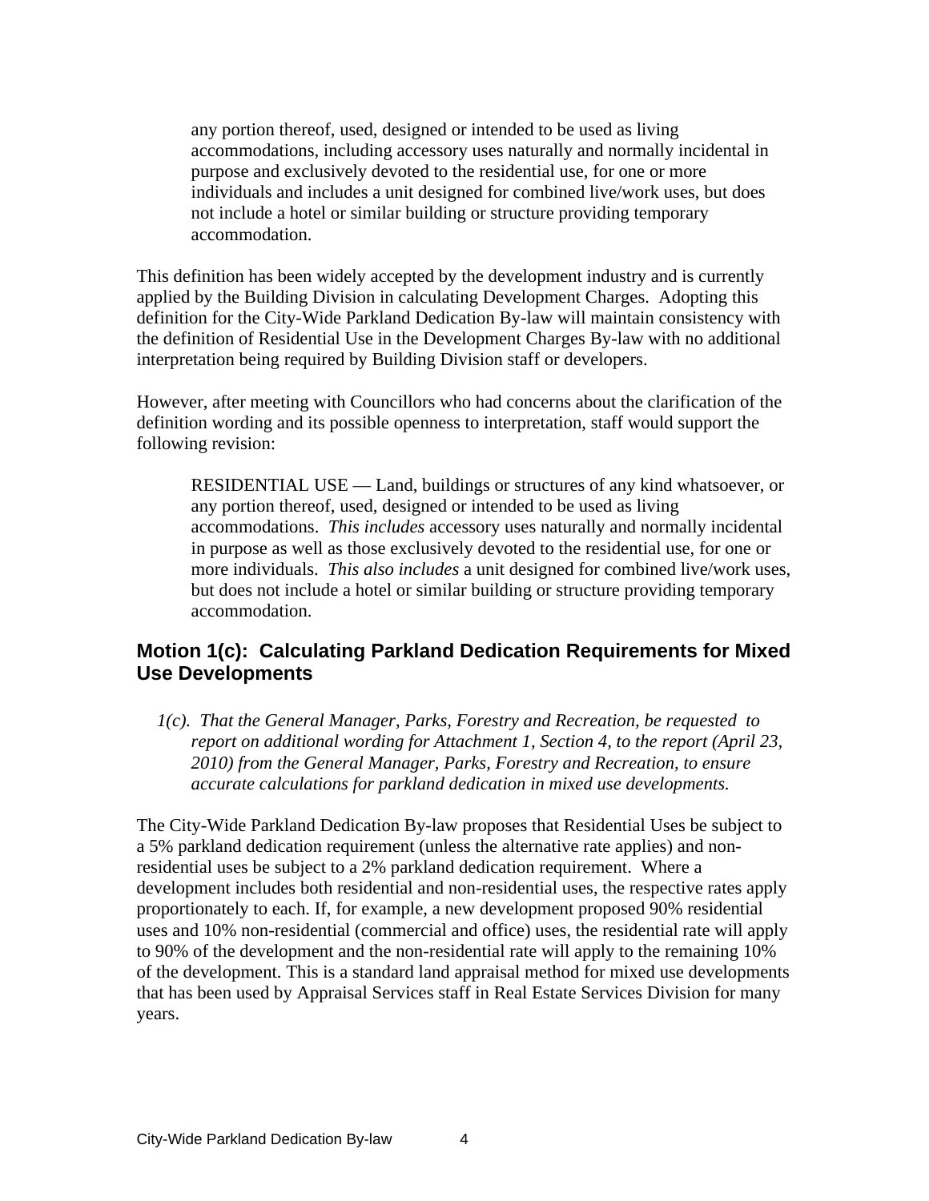> any portion thereof, used, designed or intended to be used as living accommodations, including accessory uses naturally and normally incidental in purpose and exclusively devoted to the residential use, for one or more individuals and includes a unit designed for combined live/work uses, but does not include a hotel or similar building or structure providing temporary accommodation.

This definition has been widely accepted by the development industry and is currently applied by the Building Division in calculating Development Charges. Adopting this definition for the City-Wide Parkland Dedication By-law will maintain consistency with the definition of Residential Use in the Development Charges By-law with no additional interpretation being required by Building Division staff or developers.

However, after meeting with Councillors who had concerns about the clarification of the definition wording and its possible openness to interpretation, staff would support the following revision:

> RESIDENTIAL USE — Land, buildings or structures of any kind whatsoever, or any portion thereof, used, designed or intended to be used as living accommodations. *This includes* accessory uses naturally and normally incidental in purpose as well as those exclusively devoted to the residential use, for one or more individuals. *This also includes* a unit designed for combined live/work uses, but does not include a hotel or similar building or structure providing temporary accommodation.

## Motion 1(c): Calculating Parkland Dedication Requirements for Mixed Use Developments

> *1(c). That the General Manager, Parks, Forestry and Recreation, be requested to report on additional wording for Attachment 1, Section 4, to the report (April 23, 2010) from the General Manager, Parks, Forestry and Recreation, to ensure accurate calculations for parkland dedication in mixed use developments.*

The City-Wide Parkland Dedication By-law proposes that Residential Uses be subject to a 5% parkland dedication requirement (unless the alternative rate applies) and non-residential uses be subject to a 2% parkland dedication requirement. Where a development includes both residential and non-residential uses, the respective rates apply proportionately to each. If, for example, a new development proposed 90% residential uses and 10% non-residential (commercial and office) uses, the residential rate will apply to 90% of the development and the non-residential rate will apply to the remaining 10% of the development. This is a standard land appraisal method for mixed use developments that has been used by Appraisal Services staff in Real Estate Services Division for many years.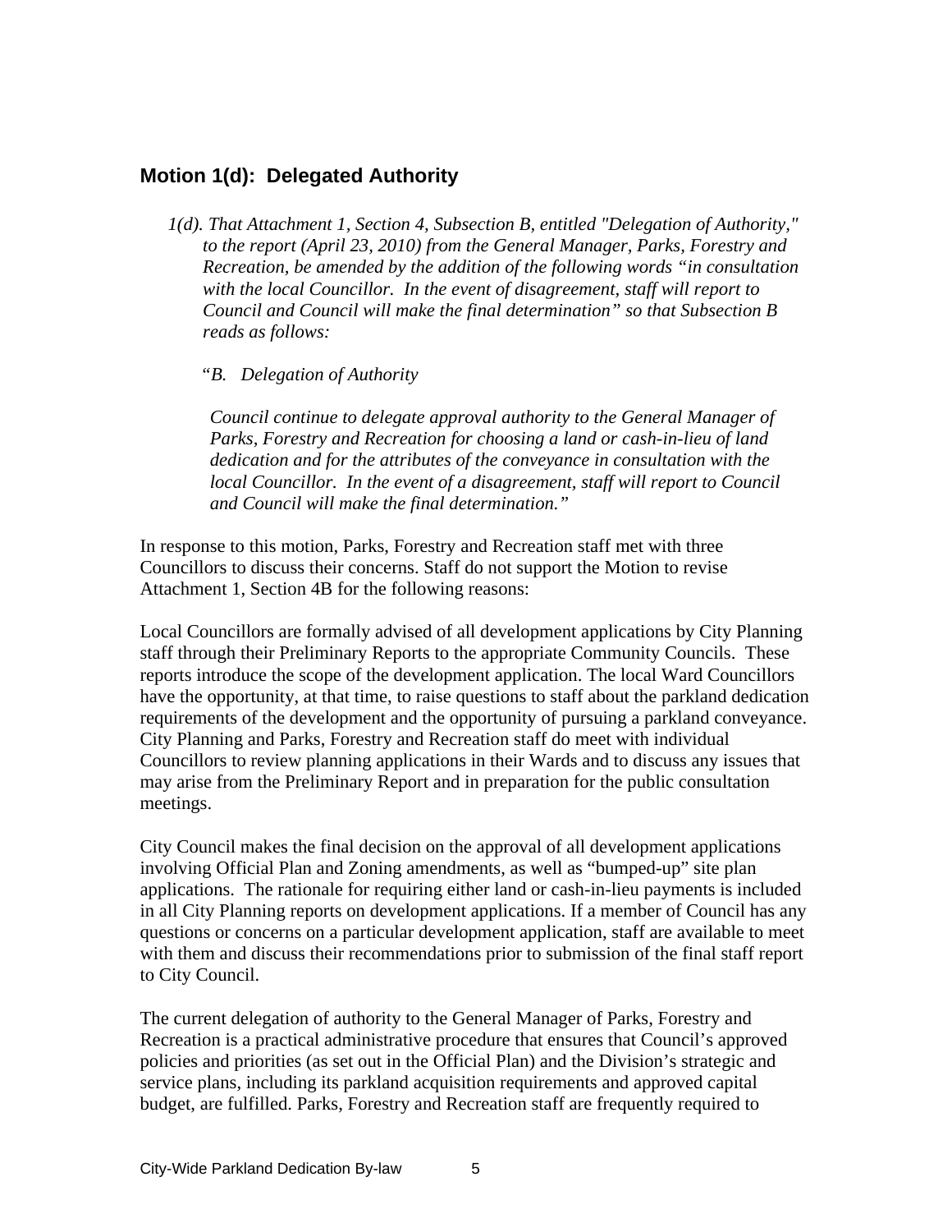## Motion 1(d): Delegated Authority

*1(d). That Attachment 1, Section 4, Subsection B, entitled "Delegation of Authority," to the report (April 23, 2010) from the General Manager, Parks, Forestry and Recreation, be amended by the addition of the following words "in consultation with the local Councillor. In the event of disagreement, staff will report to Council and Council will make the final determination" so that Subsection B reads as follows:*

*"B. Delegation of Authority*

*Council continue to delegate approval authority to the General Manager of Parks, Forestry and Recreation for choosing a land or cash-in-lieu of land dedication and for the attributes of the conveyance in consultation with the local Councillor. In the event of a disagreement, staff will report to Council and Council will make the final determination."*

In response to this motion, Parks, Forestry and Recreation staff met with three Councillors to discuss their concerns. Staff do not support the Motion to revise Attachment 1, Section 4B for the following reasons:

Local Councillors are formally advised of all development applications by City Planning staff through their Preliminary Reports to the appropriate Community Councils. These reports introduce the scope of the development application. The local Ward Councillors have the opportunity, at that time, to raise questions to staff about the parkland dedication requirements of the development and the opportunity of pursuing a parkland conveyance. City Planning and Parks, Forestry and Recreation staff do meet with individual Councillors to review planning applications in their Wards and to discuss any issues that may arise from the Preliminary Report and in preparation for the public consultation meetings.

City Council makes the final decision on the approval of all development applications involving Official Plan and Zoning amendments, as well as "bumped-up" site plan applications. The rationale for requiring either land or cash-in-lieu payments is included in all City Planning reports on development applications. If a member of Council has any questions or concerns on a particular development application, staff are available to meet with them and discuss their recommendations prior to submission of the final staff report to City Council.

The current delegation of authority to the General Manager of Parks, Forestry and Recreation is a practical administrative procedure that ensures that Council's approved policies and priorities (as set out in the Official Plan) and the Division's strategic and service plans, including its parkland acquisition requirements and approved capital budget, are fulfilled. Parks, Forestry and Recreation staff are frequently required to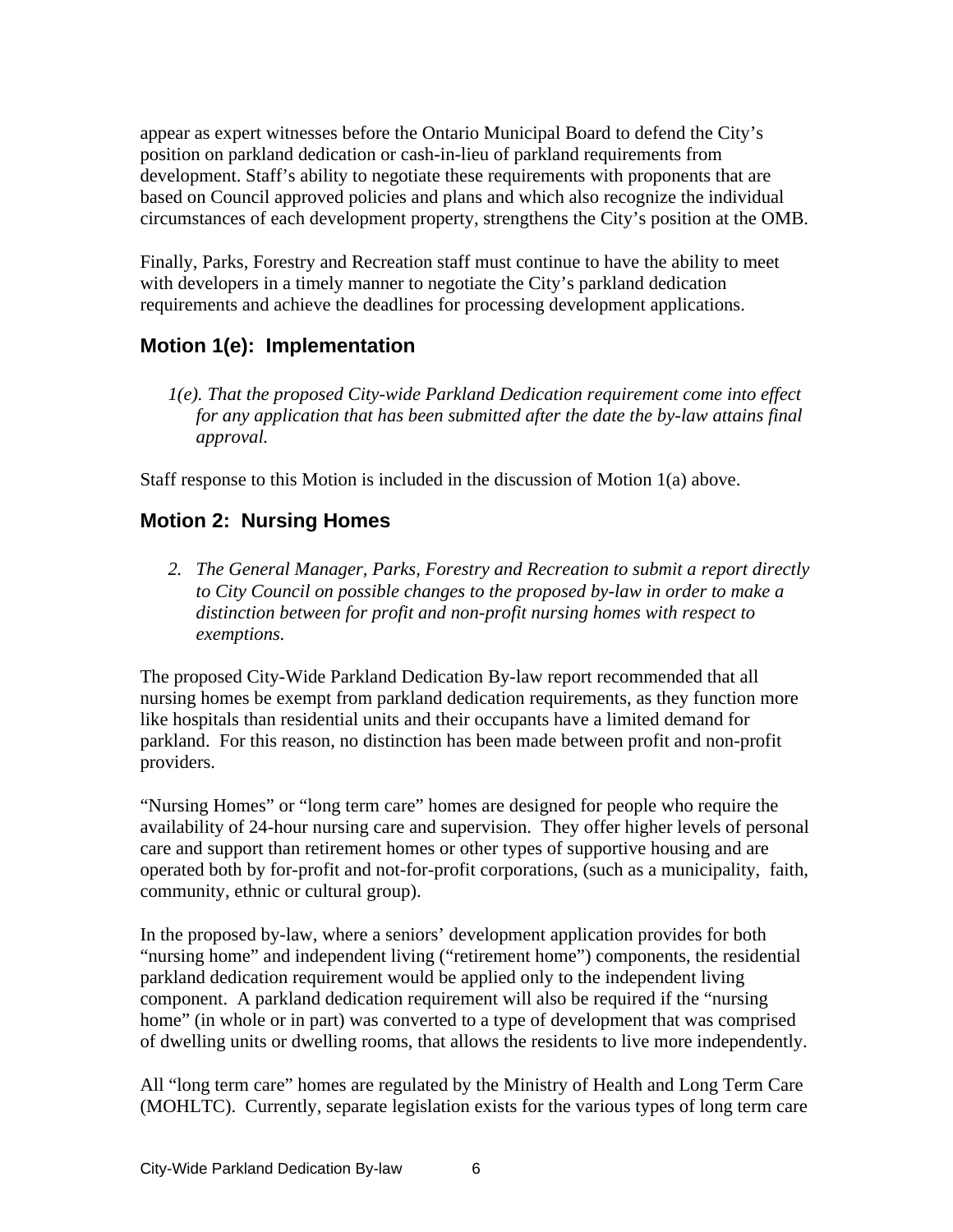appear as expert witnesses before the Ontario Municipal Board to defend the City's position on parkland dedication or cash-in-lieu of parkland requirements from development. Staff's ability to negotiate these requirements with proponents that are based on Council approved policies and plans and which also recognize the individual circumstances of each development property, strengthens the City's position at the OMB.

Finally, Parks, Forestry and Recreation staff must continue to have the ability to meet with developers in a timely manner to negotiate the City's parkland dedication requirements and achieve the deadlines for processing development applications.

## Motion 1(e): Implementation

*1(e). That the proposed City-wide Parkland Dedication requirement come into effect for any application that has been submitted after the date the by-law attains final approval.*

Staff response to this Motion is included in the discussion of Motion 1(a) above.

## Motion 2: Nursing Homes

*2. The General Manager, Parks, Forestry and Recreation to submit a report directly to City Council on possible changes to the proposed by-law in order to make a distinction between for profit and non-profit nursing homes with respect to exemptions.*

The proposed City-Wide Parkland Dedication By-law report recommended that all nursing homes be exempt from parkland dedication requirements, as they function more like hospitals than residential units and their occupants have a limited demand for parkland. For this reason, no distinction has been made between profit and non-profit providers.

"Nursing Homes" or "long term care" homes are designed for people who require the availability of 24-hour nursing care and supervision. They offer higher levels of personal care and support than retirement homes or other types of supportive housing and are operated both by for-profit and not-for-profit corporations, (such as a municipality, faith, community, ethnic or cultural group).

In the proposed by-law, where a seniors' development application provides for both "nursing home" and independent living ("retirement home") components, the residential parkland dedication requirement would be applied only to the independent living component. A parkland dedication requirement will also be required if the "nursing home" (in whole or in part) was converted to a type of development that was comprised of dwelling units or dwelling rooms, that allows the residents to live more independently.

All "long term care" homes are regulated by the Ministry of Health and Long Term Care (MOHLTC). Currently, separate legislation exists for the various types of long term care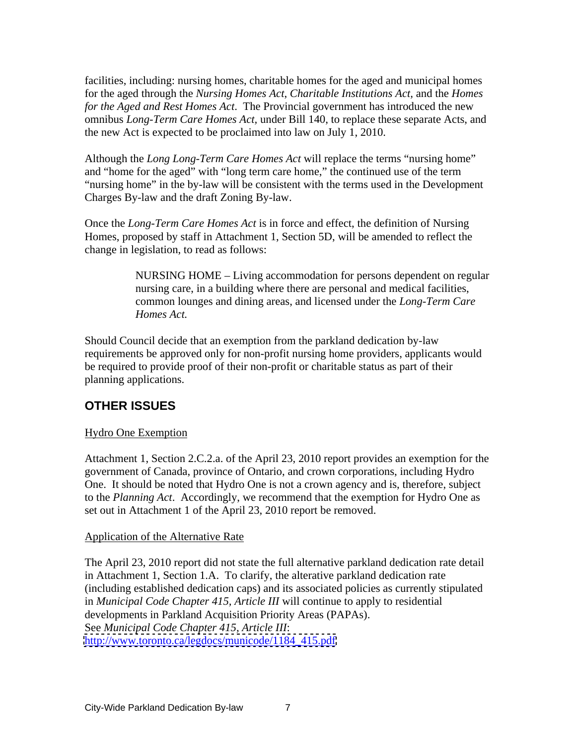facilities, including: nursing homes, charitable homes for the aged and municipal homes for the aged through the *Nursing Homes Act*, *Charitable Institutions Act*, and the *Homes for the Aged and Rest Homes Act*. The Provincial government has introduced the new omnibus *Long-Term Care Homes Act*, under Bill 140, to replace these separate Acts, and the new Act is expected to be proclaimed into law on July 1, 2010.

Although the *Long Long-Term Care Homes Act* will replace the terms "nursing home" and "home for the aged" with "long term care home," the continued use of the term "nursing home" in the by-law will be consistent with the terms used in the Development Charges By-law and the draft Zoning By-law.

Once the *Long-Term Care Homes Act* is in force and effect, the definition of Nursing Homes, proposed by staff in Attachment 1, Section 5D, will be amended to reflect the change in legislation, to read as follows:

> NURSING HOME – Living accommodation for persons dependent on regular nursing care, in a building where there are personal and medical facilities, common lounges and dining areas, and licensed under the *Long-Term Care Homes Act.*

Should Council decide that an exemption from the parkland dedication by-law requirements be approved only for non-profit nursing home providers, applicants would be required to provide proof of their non-profit or charitable status as part of their planning applications.

## OTHER ISSUES

Hydro One Exemption

Attachment 1, Section 2.C.2.a. of the April 23, 2010 report provides an exemption for the government of Canada, province of Ontario, and crown corporations, including Hydro One. It should be noted that Hydro One is not a crown agency and is, therefore, subject to the *Planning Act*. Accordingly, we recommend that the exemption for Hydro One as set out in Attachment 1 of the April 23, 2010 report be removed.

Application of the Alternative Rate

The April 23, 2010 report did not state the full alternative parkland dedication rate detail in Attachment 1, Section 1.A. To clarify, the alterative parkland dedication rate (including established dedication caps) and its associated policies as currently stipulated in *Municipal Code Chapter 415, Article III* will continue to apply to residential developments in Parkland Acquisition Priority Areas (PAPAs).
See *Municipal Code Chapter 415*, *Article III*:
http://www.toronto.ca/legdocs/municode/1184_415.pdf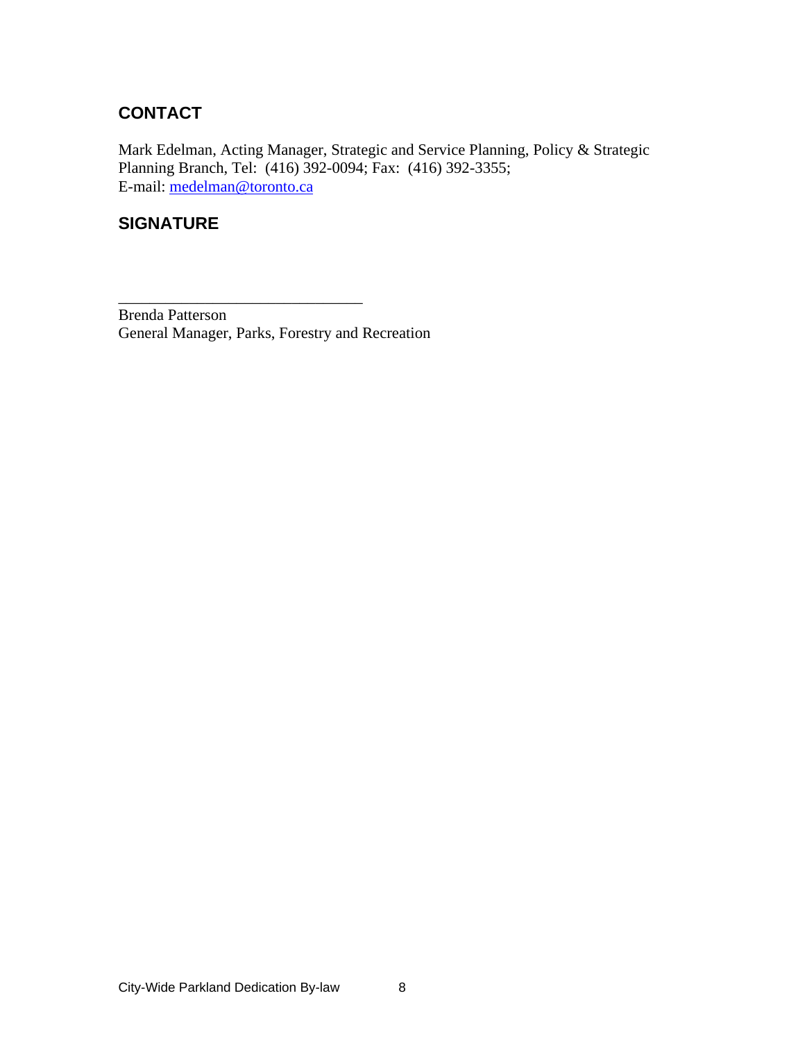## CONTACT

Mark Edelman, Acting Manager, Strategic and Service Planning, Policy & Strategic Planning Branch, Tel: (416) 392-0094; Fax: (416) 392-3355;
E-mail: medelman@toronto.ca

## SIGNATURE

_______________________________
Brenda Patterson
General Manager, Parks, Forestry and Recreation